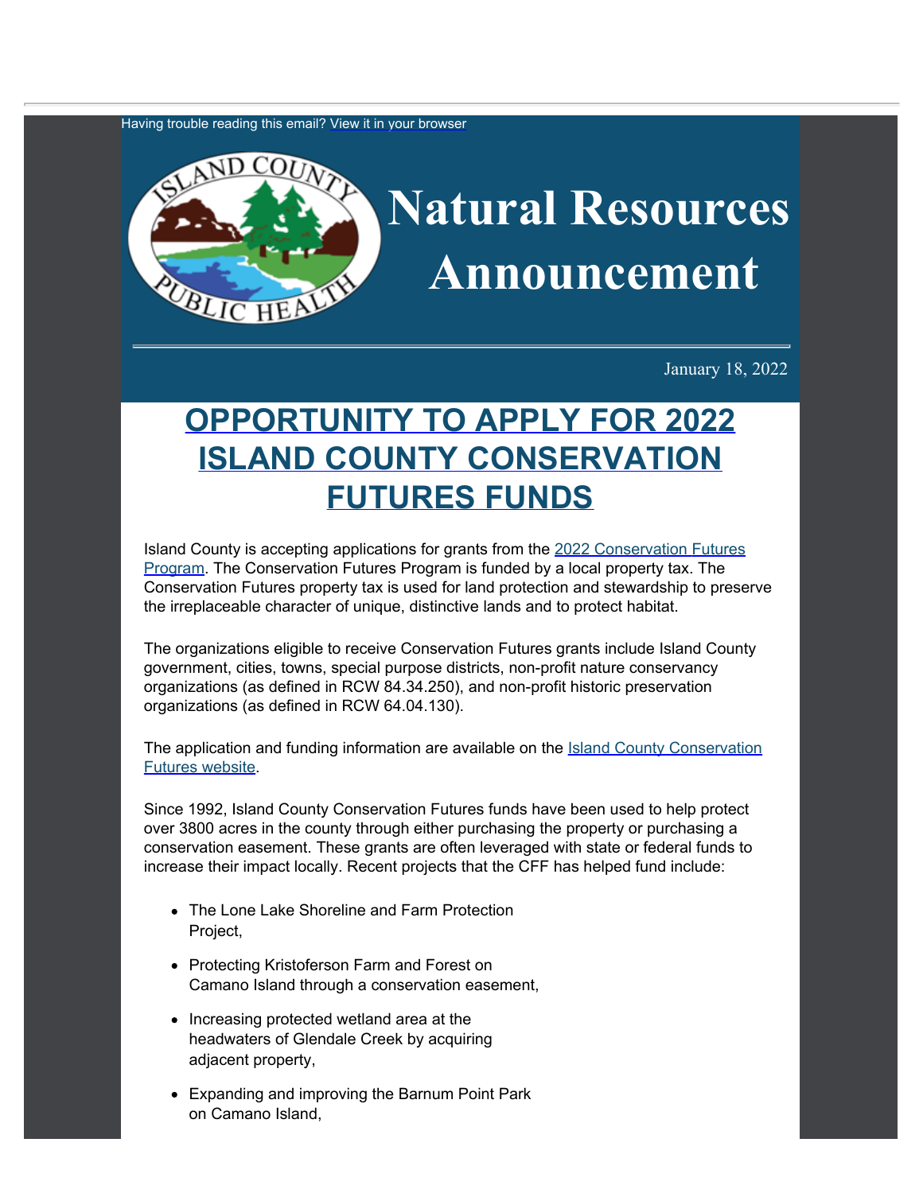Having trouble reading this email? View it in your browser

# Natural Resources Announcement

January 18, 2022

# OPPORTUNITY TO APPLY FOR 2022 ISLAND COUNTY CONSERVATION FUTURES FUNDS

Island County is accepting applications for grants from the 2022 Conservation Futures Program. The Conservation Futures Program is funded by a local property tax. The Conservation Futures property tax is used for land protection and stewardship to preserve the irreplaceable character of unique, distinctive lands and to protect habitat.

The organizations eligible to receive Conservation Futures grants include Island County government, cities, towns, special purpose districts, non-profit nature conservancy organizations (as defined in RCW 84.34.250), and non-profit historic preservation organizations (as defined in RCW 64.04.130).

The application and funding information are available on the Island County Conservation Futures website.

Since 1992, Island County Conservation Futures funds have been used to help protect over 3800 acres in the county through either purchasing the property or purchasing a conservation easement. These grants are often leveraged with state or federal funds to increase their impact locally. Recent projects that the CFF has helped fund include:

- The Lone Lake Shoreline and Farm Protection Project,
- Protecting Kristoferson Farm and Forest on Camano Island through a conservation easement,
- Increasing protected wetland area at the headwaters of Glendale Creek by acquiring adjacent property,
- Expanding and improving the Barnum Point Park on Camano Island,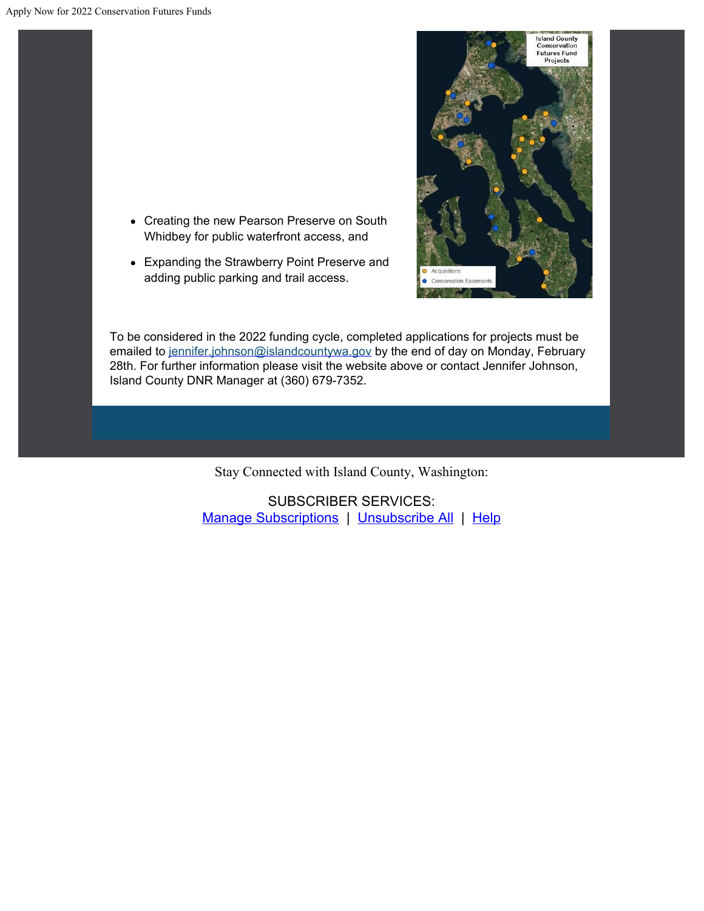- Creating the new Pearson Preserve on South Whidbey for public waterfront access, and
- Expanding the Strawberry Point Preserve and adding public parking and trail access.

To be considered in the 2022 funding cycle, completed applications for projects must be emailed to jennifer.johnson@islandcountywa.gov by the end of day on Monday, February 28th. For further information please visit the website above or contact Jennifer Johnson, Island County DNR Manager at (360) 679-7352.

Stay Connected with Island County, Washington:

SUBSCRIBER SERVICES:
Manage Subscriptions | Unsubscribe All | Help